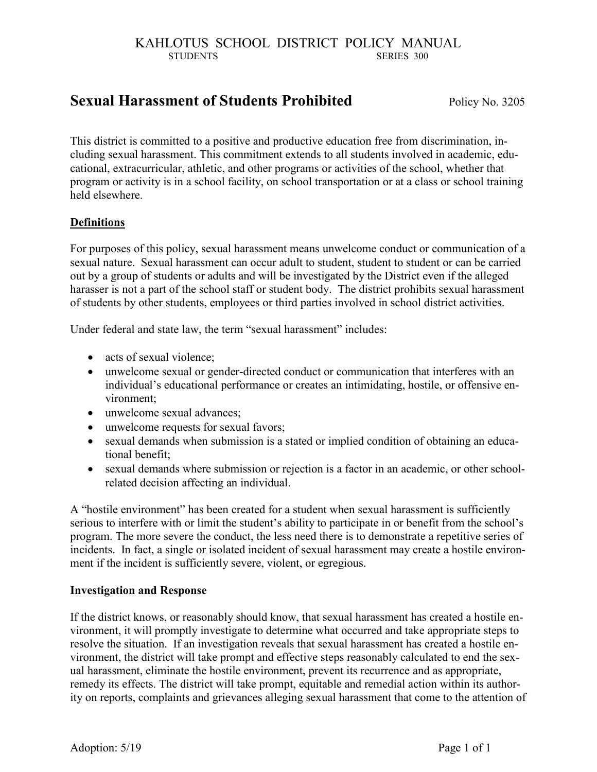# KAHLOTUS SCHOOL DISTRICT POLICY MANUAL

STUDENTS SERIES 300

## Sexual Harassment of Students Prohibited

Policy No. 3205

This district is committed to a positive and productive education free from discrimination, including sexual harassment. This commitment extends to all students involved in academic, educational, extracurricular, athletic, and other programs or activities of the school, whether that program or activity is in a school facility, on school transportation or at a class or school training held elsewhere.

### Definitions

For purposes of this policy, sexual harassment means unwelcome conduct or communication of a sexual nature. Sexual harassment can occur adult to student, student to student or can be carried out by a group of students or adults and will be investigated by the District even if the alleged harasser is not a part of the school staff or student body. The district prohibits sexual harassment of students by other students, employees or third parties involved in school district activities.

Under federal and state law, the term "sexual harassment" includes:

- acts of sexual violence;
- unwelcome sexual or gender-directed conduct or communication that interferes with an individual's educational performance or creates an intimidating, hostile, or offensive environment;
- unwelcome sexual advances;
- unwelcome requests for sexual favors;
- sexual demands when submission is a stated or implied condition of obtaining an educational benefit;
- sexual demands where submission or rejection is a factor in an academic, or other school-related decision affecting an individual.

A "hostile environment" has been created for a student when sexual harassment is sufficiently serious to interfere with or limit the student's ability to participate in or benefit from the school's program. The more severe the conduct, the less need there is to demonstrate a repetitive series of incidents. In fact, a single or isolated incident of sexual harassment may create a hostile environment if the incident is sufficiently severe, violent, or egregious.

### Investigation and Response

If the district knows, or reasonably should know, that sexual harassment has created a hostile environment, it will promptly investigate to determine what occurred and take appropriate steps to resolve the situation. If an investigation reveals that sexual harassment has created a hostile environment, the district will take prompt and effective steps reasonably calculated to end the sexual harassment, eliminate the hostile environment, prevent its recurrence and as appropriate, remedy its effects. The district will take prompt, equitable and remedial action within its authority on reports, complaints and grievances alleging sexual harassment that come to the attention of

Adoption: 5/19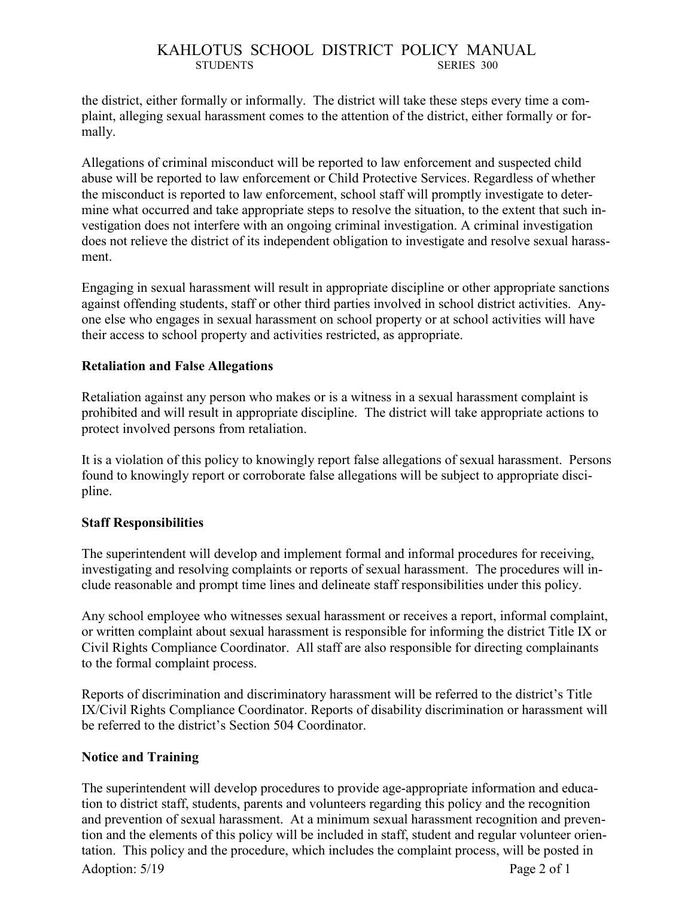the district, either formally or informally. The district will take these steps every time a complaint, alleging sexual harassment comes to the attention of the district, either formally or formally.

Allegations of criminal misconduct will be reported to law enforcement and suspected child abuse will be reported to law enforcement or Child Protective Services. Regardless of whether the misconduct is reported to law enforcement, school staff will promptly investigate to determine what occurred and take appropriate steps to resolve the situation, to the extent that such investigation does not interfere with an ongoing criminal investigation. A criminal investigation does not relieve the district of its independent obligation to investigate and resolve sexual harassment.

Engaging in sexual harassment will result in appropriate discipline or other appropriate sanctions against offending students, staff or other third parties involved in school district activities. Anyone else who engages in sexual harassment on school property or at school activities will have their access to school property and activities restricted, as appropriate.

**Retaliation and False Allegations**

Retaliation against any person who makes or is a witness in a sexual harassment complaint is prohibited and will result in appropriate discipline. The district will take appropriate actions to protect involved persons from retaliation.

It is a violation of this policy to knowingly report false allegations of sexual harassment. Persons found to knowingly report or corroborate false allegations will be subject to appropriate discipline.

**Staff Responsibilities**

The superintendent will develop and implement formal and informal procedures for receiving, investigating and resolving complaints or reports of sexual harassment. The procedures will include reasonable and prompt time lines and delineate staff responsibilities under this policy.

Any school employee who witnesses sexual harassment or receives a report, informal complaint, or written complaint about sexual harassment is responsible for informing the district Title IX or Civil Rights Compliance Coordinator. All staff are also responsible for directing complainants to the formal complaint process.

Reports of discrimination and discriminatory harassment will be referred to the district's Title IX/Civil Rights Compliance Coordinator. Reports of disability discrimination or harassment will be referred to the district's Section 504 Coordinator.

**Notice and Training**

The superintendent will develop procedures to provide age-appropriate information and education to district staff, students, parents and volunteers regarding this policy and the recognition and prevention of sexual harassment. At a minimum sexual harassment recognition and prevention and the elements of this policy will be included in staff, student and regular volunteer orientation. This policy and the procedure, which includes the complaint process, will be posted in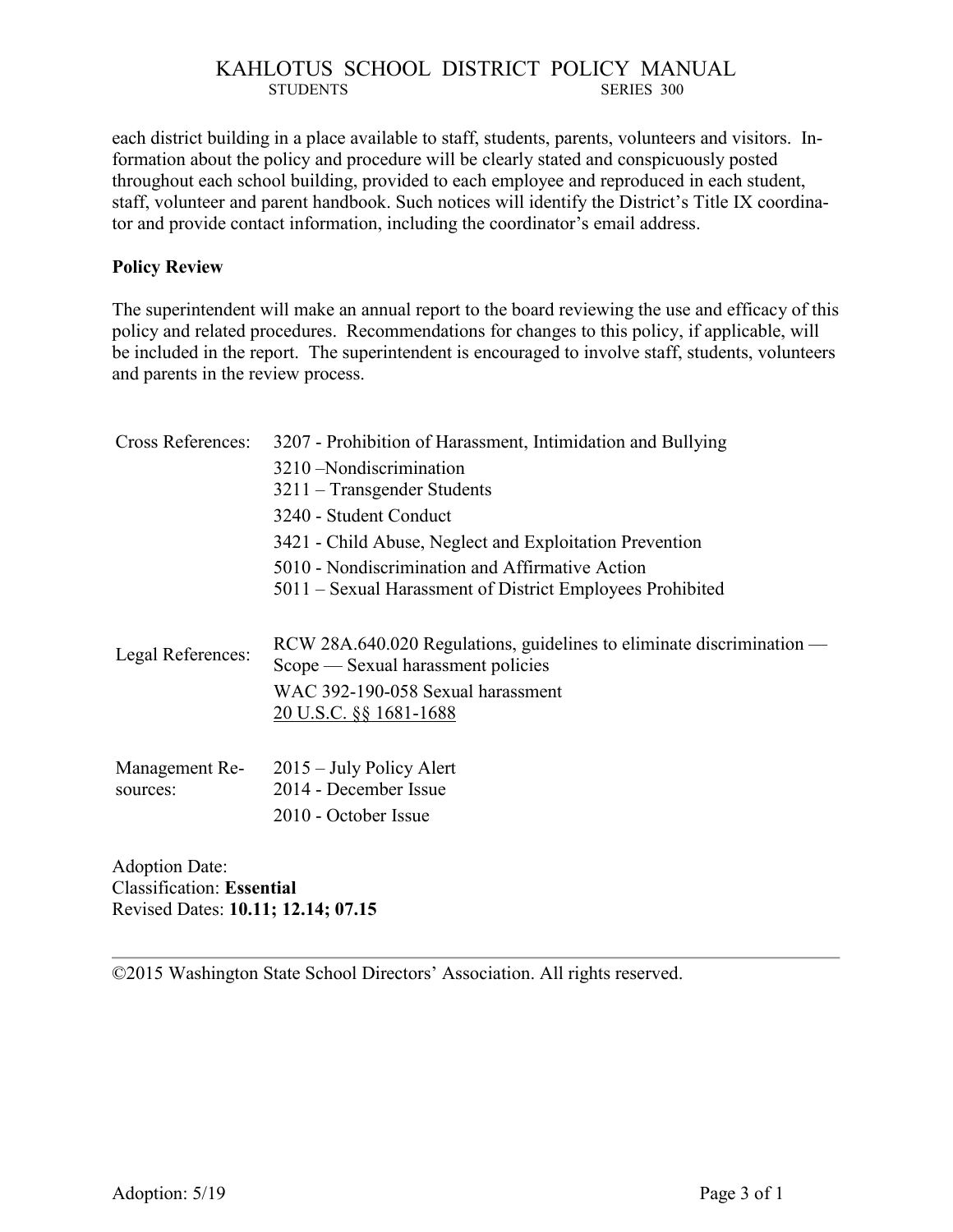each district building in a place available to staff, students, parents, volunteers and visitors. Information about the policy and procedure will be clearly stated and conspicuously posted throughout each school building, provided to each employee and reproduced in each student, staff, volunteer and parent handbook. Such notices will identify the District's Title IX coordinator and provide contact information, including the coordinator's email address.

**Policy Review**

The superintendent will make an annual report to the board reviewing the use and efficacy of this policy and related procedures. Recommendations for changes to this policy, if applicable, will be included in the report. The superintendent is encouraged to involve staff, students, volunteers and parents in the review process.

| | |
|---|---|
| Cross References: | 3207 - Prohibition of Harassment, Intimidation and Bullying |
| | 3210 –Nondiscrimination |
| | 3211 – Transgender Students |
| | 3240 - Student Conduct |
| | 3421 - Child Abuse, Neglect and Exploitation Prevention |
| | 5010 - Nondiscrimination and Affirmative Action |
| | 5011 – Sexual Harassment of District Employees Prohibited |
| Legal References: | RCW 28A.640.020 Regulations, guidelines to eliminate discrimination — Scope — Sexual harassment policies |
| | WAC 392-190-058 Sexual harassment |
| | 20 U.S.C. §§ 1681-1688 |
| Management Resources: | 2015 – July Policy Alert |
| | 2014 - December Issue |
| | 2010 - October Issue |

Adoption Date:
Classification: **Essential**
Revised Dates: **10.11; 12.14; 07.15**

©2015 Washington State School Directors' Association. All rights reserved.

Adoption: 5/19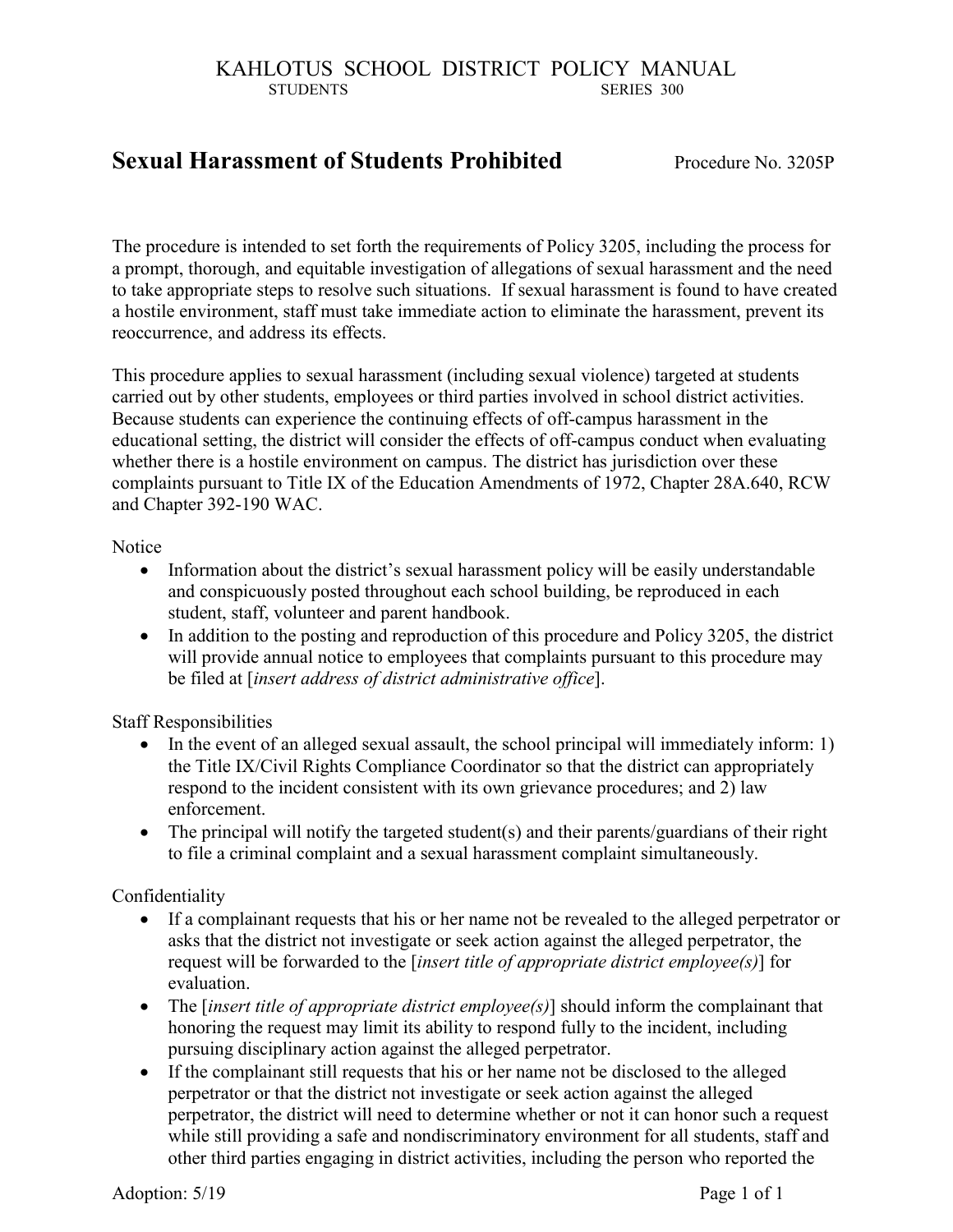# Sexual Harassment of Students Prohibited

Procedure No. 3205P

The procedure is intended to set forth the requirements of Policy 3205, including the process for a prompt, thorough, and equitable investigation of allegations of sexual harassment and the need to take appropriate steps to resolve such situations. If sexual harassment is found to have created a hostile environment, staff must take immediate action to eliminate the harassment, prevent its reoccurrence, and address its effects.

This procedure applies to sexual harassment (including sexual violence) targeted at students carried out by other students, employees or third parties involved in school district activities. Because students can experience the continuing effects of off-campus harassment in the educational setting, the district will consider the effects of off-campus conduct when evaluating whether there is a hostile environment on campus. The district has jurisdiction over these complaints pursuant to Title IX of the Education Amendments of 1972, Chapter 28A.640, RCW and Chapter 392-190 WAC.

Notice

- Information about the district's sexual harassment policy will be easily understandable and conspicuously posted throughout each school building, be reproduced in each student, staff, volunteer and parent handbook.
- In addition to the posting and reproduction of this procedure and Policy 3205, the district will provide annual notice to employees that complaints pursuant to this procedure may be filed at [*insert address of district administrative office*].

Staff Responsibilities

- In the event of an alleged sexual assault, the school principal will immediately inform: 1) the Title IX/Civil Rights Compliance Coordinator so that the district can appropriately respond to the incident consistent with its own grievance procedures; and 2) law enforcement.
- The principal will notify the targeted student(s) and their parents/guardians of their right to file a criminal complaint and a sexual harassment complaint simultaneously.

Confidentiality

- If a complainant requests that his or her name not be revealed to the alleged perpetrator or asks that the district not investigate or seek action against the alleged perpetrator, the request will be forwarded to the [*insert title of appropriate district employee(s)*] for evaluation.
- The [*insert title of appropriate district employee(s)*] should inform the complainant that honoring the request may limit its ability to respond fully to the incident, including pursuing disciplinary action against the alleged perpetrator.
- If the complainant still requests that his or her name not be disclosed to the alleged perpetrator or that the district not investigate or seek action against the alleged perpetrator, the district will need to determine whether or not it can honor such a request while still providing a safe and nondiscriminatory environment for all students, staff and other third parties engaging in district activities, including the person who reported the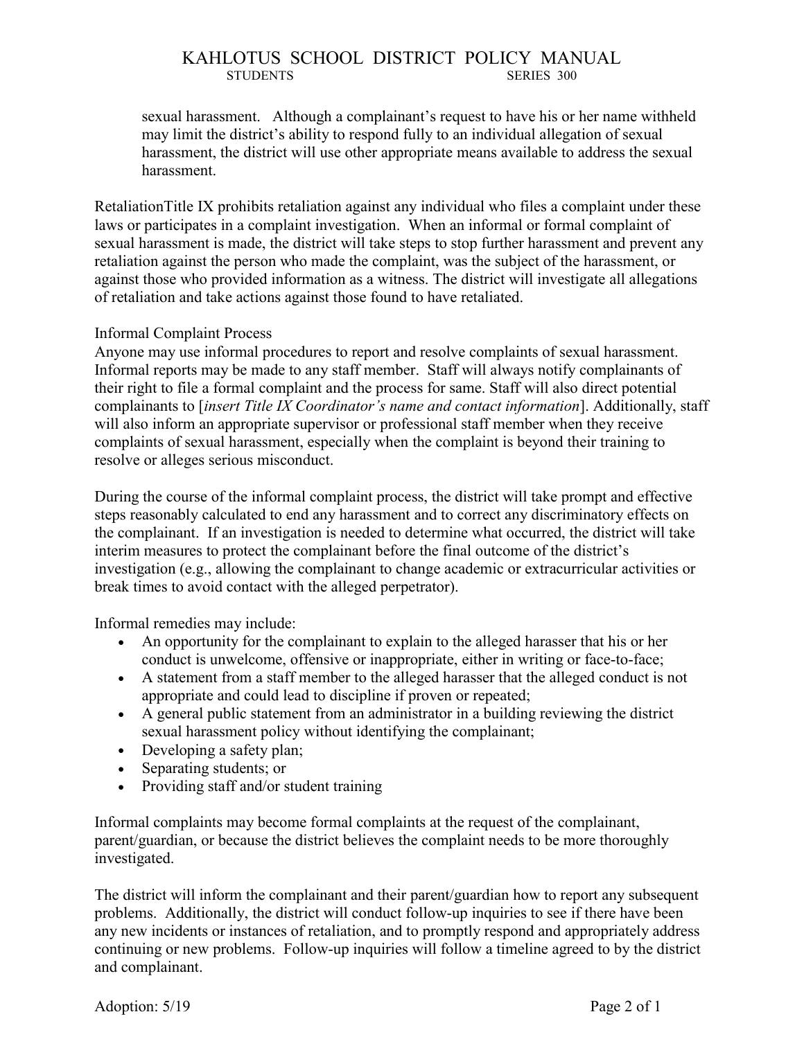sexual harassment. Although a complainant's request to have his or her name withheld may limit the district's ability to respond fully to an individual allegation of sexual harassment, the district will use other appropriate means available to address the sexual harassment.

RetaliationTitle IX prohibits retaliation against any individual who files a complaint under these laws or participates in a complaint investigation. When an informal or formal complaint of sexual harassment is made, the district will take steps to stop further harassment and prevent any retaliation against the person who made the complaint, was the subject of the harassment, or against those who provided information as a witness. The district will investigate all allegations of retaliation and take actions against those found to have retaliated.

Informal Complaint Process

Anyone may use informal procedures to report and resolve complaints of sexual harassment. Informal reports may be made to any staff member. Staff will always notify complainants of their right to file a formal complaint and the process for same. Staff will also direct potential complainants to [*insert Title IX Coordinator's name and contact information*]. Additionally, staff will also inform an appropriate supervisor or professional staff member when they receive complaints of sexual harassment, especially when the complaint is beyond their training to resolve or alleges serious misconduct.

During the course of the informal complaint process, the district will take prompt and effective steps reasonably calculated to end any harassment and to correct any discriminatory effects on the complainant. If an investigation is needed to determine what occurred, the district will take interim measures to protect the complainant before the final outcome of the district's investigation (e.g., allowing the complainant to change academic or extracurricular activities or break times to avoid contact with the alleged perpetrator).

Informal remedies may include:

- An opportunity for the complainant to explain to the alleged harasser that his or her conduct is unwelcome, offensive or inappropriate, either in writing or face-to-face;
- A statement from a staff member to the alleged harasser that the alleged conduct is not appropriate and could lead to discipline if proven or repeated;
- A general public statement from an administrator in a building reviewing the district sexual harassment policy without identifying the complainant;
- Developing a safety plan;
- Separating students; or
- Providing staff and/or student training

Informal complaints may become formal complaints at the request of the complainant, parent/guardian, or because the district believes the complaint needs to be more thoroughly investigated.

The district will inform the complainant and their parent/guardian how to report any subsequent problems. Additionally, the district will conduct follow-up inquiries to see if there have been any new incidents or instances of retaliation, and to promptly respond and appropriately address continuing or new problems. Follow-up inquiries will follow a timeline agreed to by the district and complainant.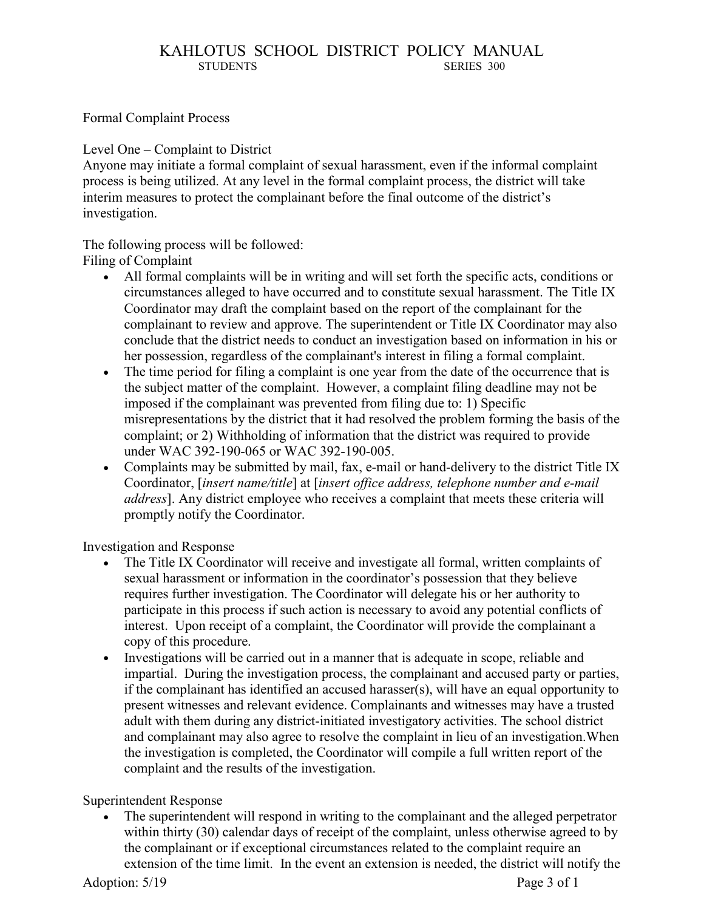Formal Complaint Process

Level One – Complaint to District

Anyone may initiate a formal complaint of sexual harassment, even if the informal complaint process is being utilized. At any level in the formal complaint process, the district will take interim measures to protect the complainant before the final outcome of the district's investigation.

The following process will be followed:

Filing of Complaint

- All formal complaints will be in writing and will set forth the specific acts, conditions or circumstances alleged to have occurred and to constitute sexual harassment. The Title IX Coordinator may draft the complaint based on the report of the complainant for the complainant to review and approve. The superintendent or Title IX Coordinator may also conclude that the district needs to conduct an investigation based on information in his or her possession, regardless of the complainant's interest in filing a formal complaint.
- The time period for filing a complaint is one year from the date of the occurrence that is the subject matter of the complaint. However, a complaint filing deadline may not be imposed if the complainant was prevented from filing due to: 1) Specific misrepresentations by the district that it had resolved the problem forming the basis of the complaint; or 2) Withholding of information that the district was required to provide under WAC 392-190-065 or WAC 392-190-005.
- Complaints may be submitted by mail, fax, e-mail or hand-delivery to the district Title IX Coordinator, [*insert name/title*] at [*insert office address, telephone number and e-mail address*]. Any district employee who receives a complaint that meets these criteria will promptly notify the Coordinator.

Investigation and Response

- The Title IX Coordinator will receive and investigate all formal, written complaints of sexual harassment or information in the coordinator's possession that they believe requires further investigation. The Coordinator will delegate his or her authority to participate in this process if such action is necessary to avoid any potential conflicts of interest. Upon receipt of a complaint, the Coordinator will provide the complainant a copy of this procedure.
- Investigations will be carried out in a manner that is adequate in scope, reliable and impartial. During the investigation process, the complainant and accused party or parties, if the complainant has identified an accused harasser(s), will have an equal opportunity to present witnesses and relevant evidence. Complainants and witnesses may have a trusted adult with them during any district-initiated investigatory activities. The school district and complainant may also agree to resolve the complaint in lieu of an investigation.When the investigation is completed, the Coordinator will compile a full written report of the complaint and the results of the investigation.

Superintendent Response

- The superintendent will respond in writing to the complainant and the alleged perpetrator within thirty (30) calendar days of receipt of the complaint, unless otherwise agreed to by the complainant or if exceptional circumstances related to the complaint require an extension of the time limit. In the event an extension is needed, the district will notify the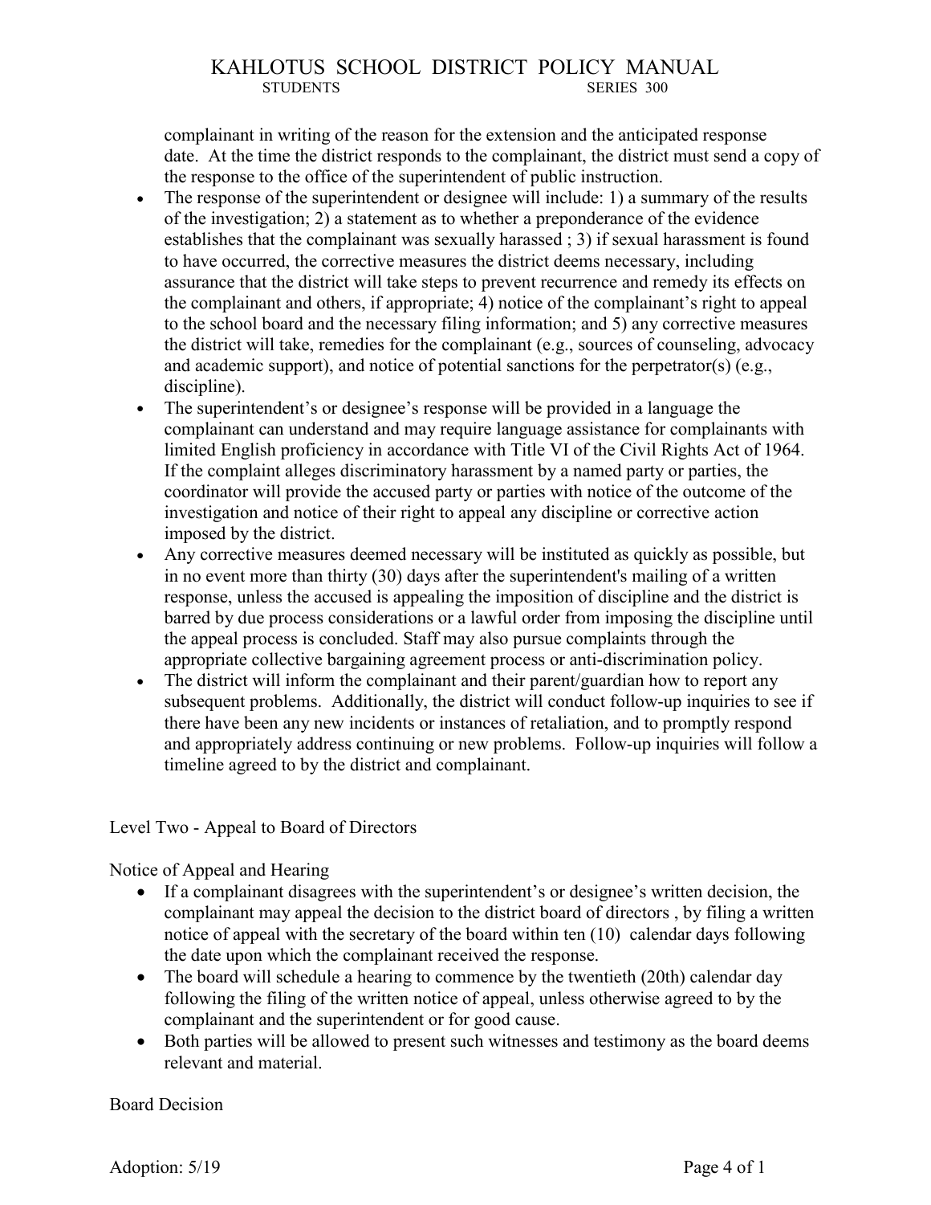complainant in writing of the reason for the extension and the anticipated response date. At the time the district responds to the complainant, the district must send a copy of the response to the office of the superintendent of public instruction.

- The response of the superintendent or designee will include: 1) a summary of the results of the investigation; 2) a statement as to whether a preponderance of the evidence establishes that the complainant was sexually harassed ; 3) if sexual harassment is found to have occurred, the corrective measures the district deems necessary, including assurance that the district will take steps to prevent recurrence and remedy its effects on the complainant and others, if appropriate; 4) notice of the complainant's right to appeal to the school board and the necessary filing information; and 5) any corrective measures the district will take, remedies for the complainant (e.g., sources of counseling, advocacy and academic support), and notice of potential sanctions for the perpetrator(s) (e.g., discipline).
- The superintendent's or designee's response will be provided in a language the complainant can understand and may require language assistance for complainants with limited English proficiency in accordance with Title VI of the Civil Rights Act of 1964. If the complaint alleges discriminatory harassment by a named party or parties, the coordinator will provide the accused party or parties with notice of the outcome of the investigation and notice of their right to appeal any discipline or corrective action imposed by the district.
- Any corrective measures deemed necessary will be instituted as quickly as possible, but in no event more than thirty (30) days after the superintendent's mailing of a written response, unless the accused is appealing the imposition of discipline and the district is barred by due process considerations or a lawful order from imposing the discipline until the appeal process is concluded. Staff may also pursue complaints through the appropriate collective bargaining agreement process or anti-discrimination policy.
- The district will inform the complainant and their parent/guardian how to report any subsequent problems. Additionally, the district will conduct follow-up inquiries to see if there have been any new incidents or instances of retaliation, and to promptly respond and appropriately address continuing or new problems. Follow-up inquiries will follow a timeline agreed to by the district and complainant.

Level Two - Appeal to Board of Directors

Notice of Appeal and Hearing

- If a complainant disagrees with the superintendent's or designee's written decision, the complainant may appeal the decision to the district board of directors , by filing a written notice of appeal with the secretary of the board within ten (10) calendar days following the date upon which the complainant received the response.
- The board will schedule a hearing to commence by the twentieth (20th) calendar day following the filing of the written notice of appeal, unless otherwise agreed to by the complainant and the superintendent or for good cause.
- Both parties will be allowed to present such witnesses and testimony as the board deems relevant and material.

Board Decision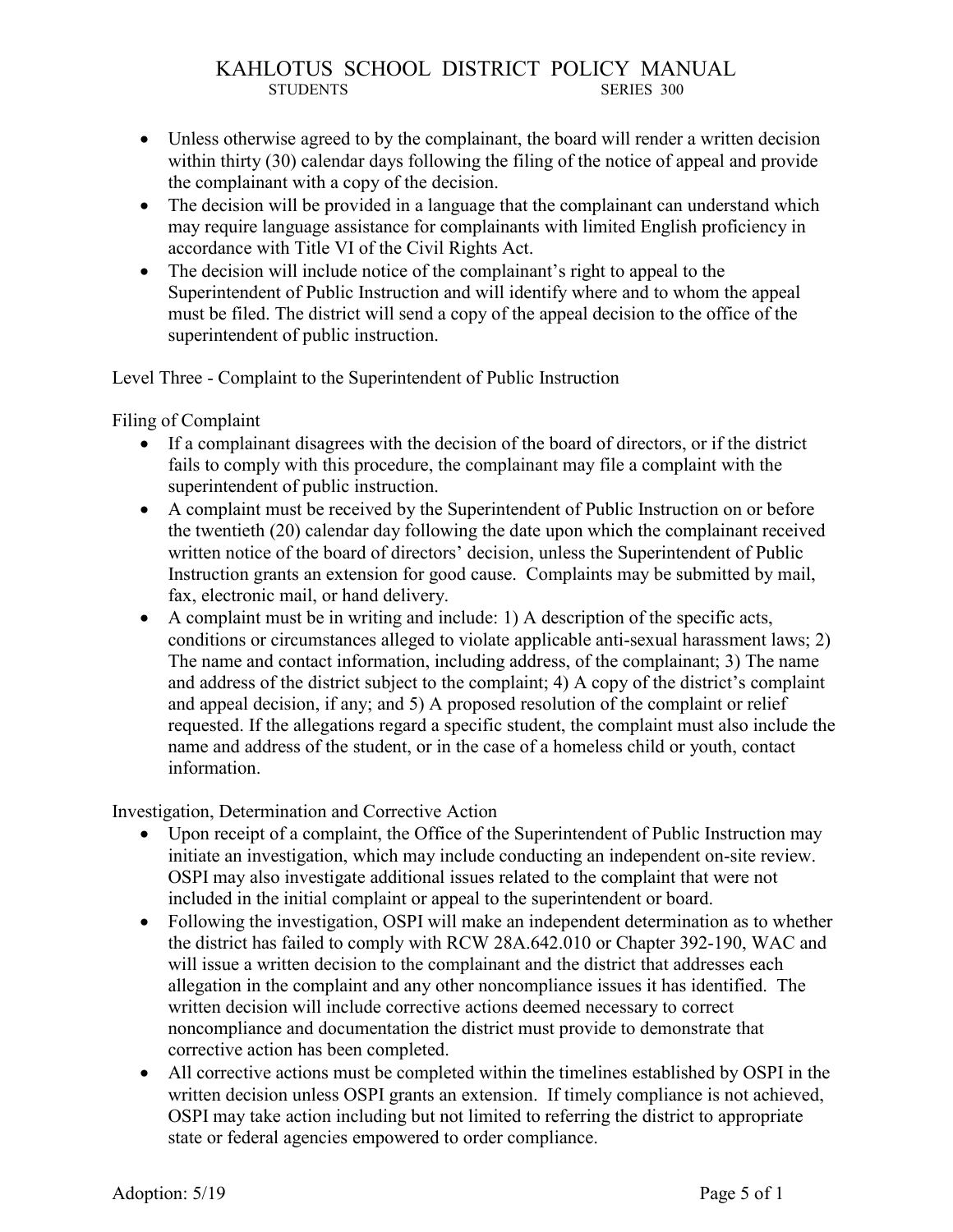- Unless otherwise agreed to by the complainant, the board will render a written decision within thirty (30) calendar days following the filing of the notice of appeal and provide the complainant with a copy of the decision.
- The decision will be provided in a language that the complainant can understand which may require language assistance for complainants with limited English proficiency in accordance with Title VI of the Civil Rights Act.
- The decision will include notice of the complainant's right to appeal to the Superintendent of Public Instruction and will identify where and to whom the appeal must be filed. The district will send a copy of the appeal decision to the office of the superintendent of public instruction.

Level Three - Complaint to the Superintendent of Public Instruction

Filing of Complaint

- If a complainant disagrees with the decision of the board of directors, or if the district fails to comply with this procedure, the complainant may file a complaint with the superintendent of public instruction.
- A complaint must be received by the Superintendent of Public Instruction on or before the twentieth (20) calendar day following the date upon which the complainant received written notice of the board of directors' decision, unless the Superintendent of Public Instruction grants an extension for good cause. Complaints may be submitted by mail, fax, electronic mail, or hand delivery.
- A complaint must be in writing and include: 1) A description of the specific acts, conditions or circumstances alleged to violate applicable anti-sexual harassment laws; 2) The name and contact information, including address, of the complainant; 3) The name and address of the district subject to the complaint; 4) A copy of the district's complaint and appeal decision, if any; and 5) A proposed resolution of the complaint or relief requested. If the allegations regard a specific student, the complaint must also include the name and address of the student, or in the case of a homeless child or youth, contact information.

Investigation, Determination and Corrective Action

- Upon receipt of a complaint, the Office of the Superintendent of Public Instruction may initiate an investigation, which may include conducting an independent on-site review. OSPI may also investigate additional issues related to the complaint that were not included in the initial complaint or appeal to the superintendent or board.
- Following the investigation, OSPI will make an independent determination as to whether the district has failed to comply with RCW 28A.642.010 or Chapter 392-190, WAC and will issue a written decision to the complainant and the district that addresses each allegation in the complaint and any other noncompliance issues it has identified. The written decision will include corrective actions deemed necessary to correct noncompliance and documentation the district must provide to demonstrate that corrective action has been completed.
- All corrective actions must be completed within the timelines established by OSPI in the written decision unless OSPI grants an extension. If timely compliance is not achieved, OSPI may take action including but not limited to referring the district to appropriate state or federal agencies empowered to order compliance.

Adoption: 5/19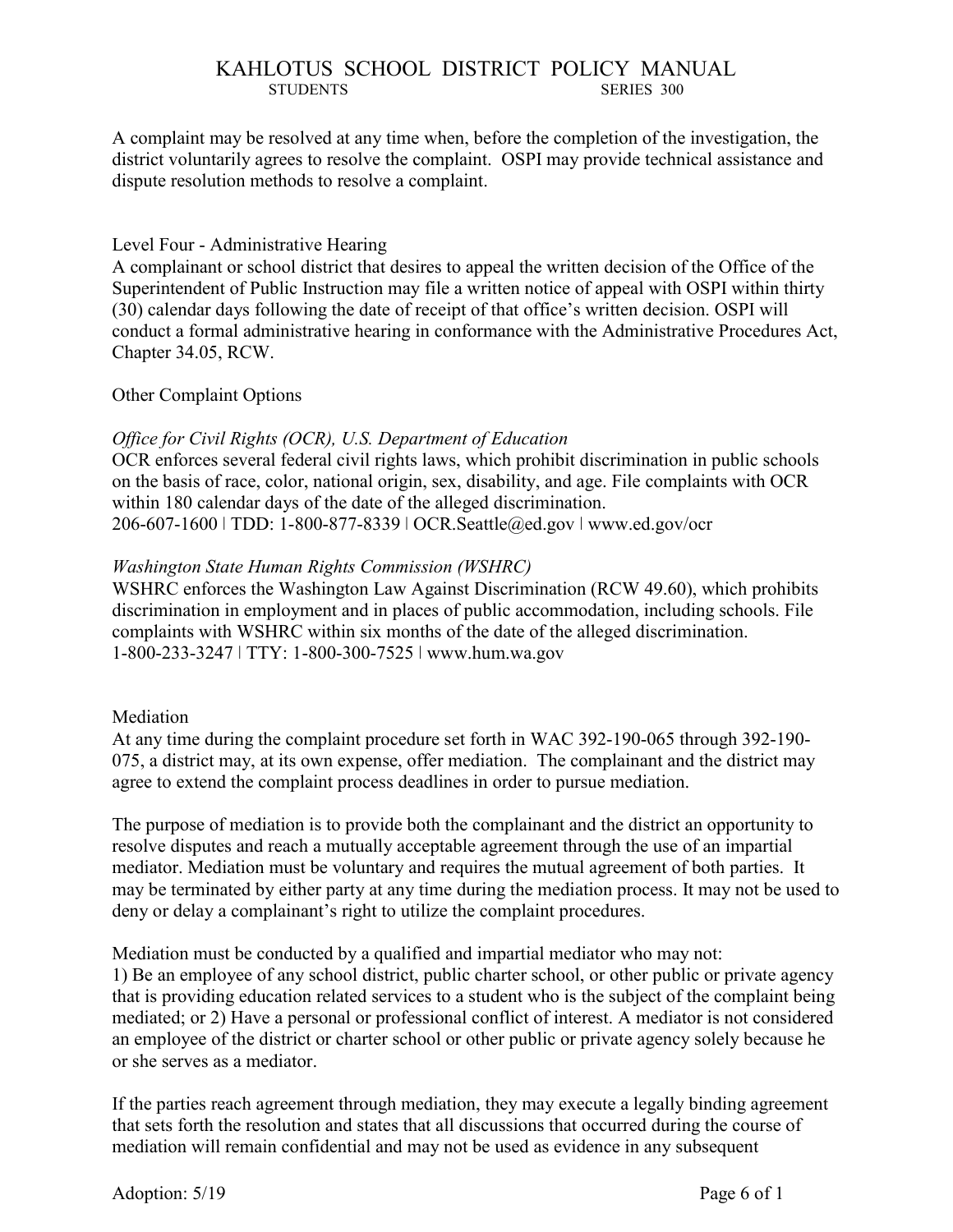A complaint may be resolved at any time when, before the completion of the investigation, the district voluntarily agrees to resolve the complaint. OSPI may provide technical assistance and dispute resolution methods to resolve a complaint.

Level Four - Administrative Hearing
A complainant or school district that desires to appeal the written decision of the Office of the Superintendent of Public Instruction may file a written notice of appeal with OSPI within thirty (30) calendar days following the date of receipt of that office's written decision. OSPI will conduct a formal administrative hearing in conformance with the Administrative Procedures Act, Chapter 34.05, RCW.

Other Complaint Options

*Office for Civil Rights (OCR), U.S. Department of Education*
OCR enforces several federal civil rights laws, which prohibit discrimination in public schools on the basis of race, color, national origin, sex, disability, and age. File complaints with OCR within 180 calendar days of the date of the alleged discrimination.
206-607-1600 | TDD: 1-800-877-8339 | OCR.Seattle@ed.gov | www.ed.gov/ocr

*Washington State Human Rights Commission (WSHRC)*
WSHRC enforces the Washington Law Against Discrimination (RCW 49.60), which prohibits discrimination in employment and in places of public accommodation, including schools. File complaints with WSHRC within six months of the date of the alleged discrimination.
1-800-233-3247 | TTY: 1-800-300-7525 | www.hum.wa.gov

Mediation
At any time during the complaint procedure set forth in WAC 392-190-065 through 392-190-075, a district may, at its own expense, offer mediation. The complainant and the district may agree to extend the complaint process deadlines in order to pursue mediation.

The purpose of mediation is to provide both the complainant and the district an opportunity to resolve disputes and reach a mutually acceptable agreement through the use of an impartial mediator. Mediation must be voluntary and requires the mutual agreement of both parties. It may be terminated by either party at any time during the mediation process. It may not be used to deny or delay a complainant's right to utilize the complaint procedures.

Mediation must be conducted by a qualified and impartial mediator who may not:
1) Be an employee of any school district, public charter school, or other public or private agency that is providing education related services to a student who is the subject of the complaint being mediated; or 2) Have a personal or professional conflict of interest. A mediator is not considered an employee of the district or charter school or other public or private agency solely because he or she serves as a mediator.

If the parties reach agreement through mediation, they may execute a legally binding agreement that sets forth the resolution and states that all discussions that occurred during the course of mediation will remain confidential and may not be used as evidence in any subsequent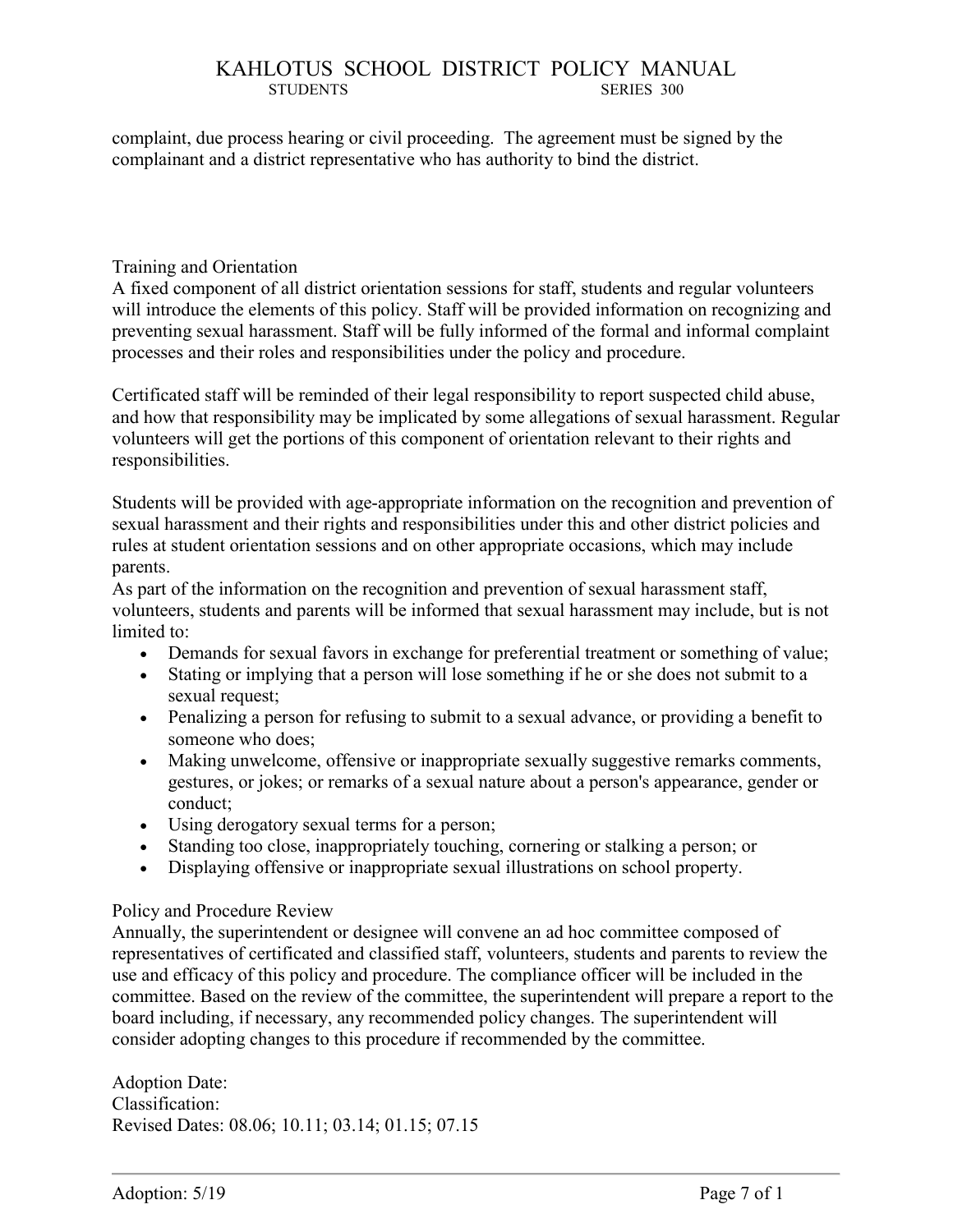complaint, due process hearing or civil proceeding. The agreement must be signed by the complainant and a district representative who has authority to bind the district.

### Training and Orientation

A fixed component of all district orientation sessions for staff, students and regular volunteers will introduce the elements of this policy. Staff will be provided information on recognizing and preventing sexual harassment. Staff will be fully informed of the formal and informal complaint processes and their roles and responsibilities under the policy and procedure.

Certificated staff will be reminded of their legal responsibility to report suspected child abuse, and how that responsibility may be implicated by some allegations of sexual harassment. Regular volunteers will get the portions of this component of orientation relevant to their rights and responsibilities.

Students will be provided with age-appropriate information on the recognition and prevention of sexual harassment and their rights and responsibilities under this and other district policies and rules at student orientation sessions and on other appropriate occasions, which may include parents.

As part of the information on the recognition and prevention of sexual harassment staff, volunteers, students and parents will be informed that sexual harassment may include, but is not limited to:

- Demands for sexual favors in exchange for preferential treatment or something of value;
- Stating or implying that a person will lose something if he or she does not submit to a sexual request;
- Penalizing a person for refusing to submit to a sexual advance, or providing a benefit to someone who does;
- Making unwelcome, offensive or inappropriate sexually suggestive remarks comments, gestures, or jokes; or remarks of a sexual nature about a person's appearance, gender or conduct;
- Using derogatory sexual terms for a person;
- Standing too close, inappropriately touching, cornering or stalking a person; or
- Displaying offensive or inappropriate sexual illustrations on school property.

### Policy and Procedure Review

Annually, the superintendent or designee will convene an ad hoc committee composed of representatives of certificated and classified staff, volunteers, students and parents to review the use and efficacy of this policy and procedure. The compliance officer will be included in the committee. Based on the review of the committee, the superintendent will prepare a report to the board including, if necessary, any recommended policy changes. The superintendent will consider adopting changes to this procedure if recommended by the committee.

Adoption Date:
Classification:
Revised Dates: 08.06; 10.11; 03.14; 01.15; 07.15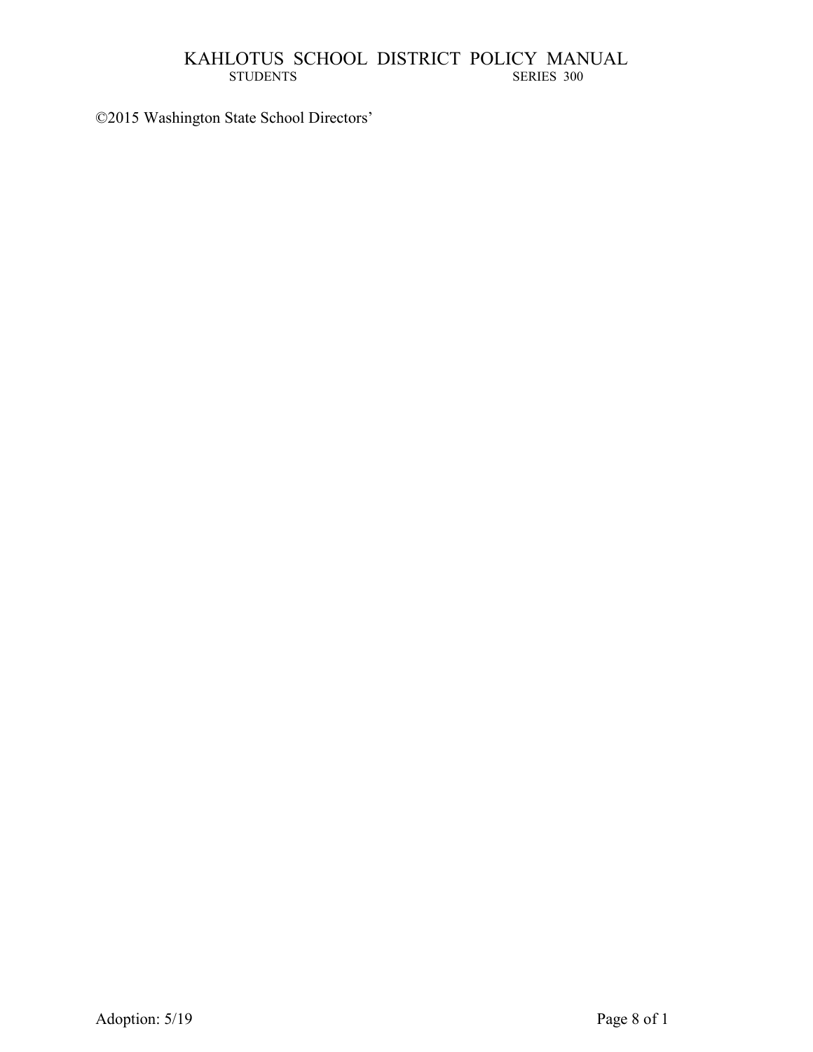©2015 Washington State School Directors'